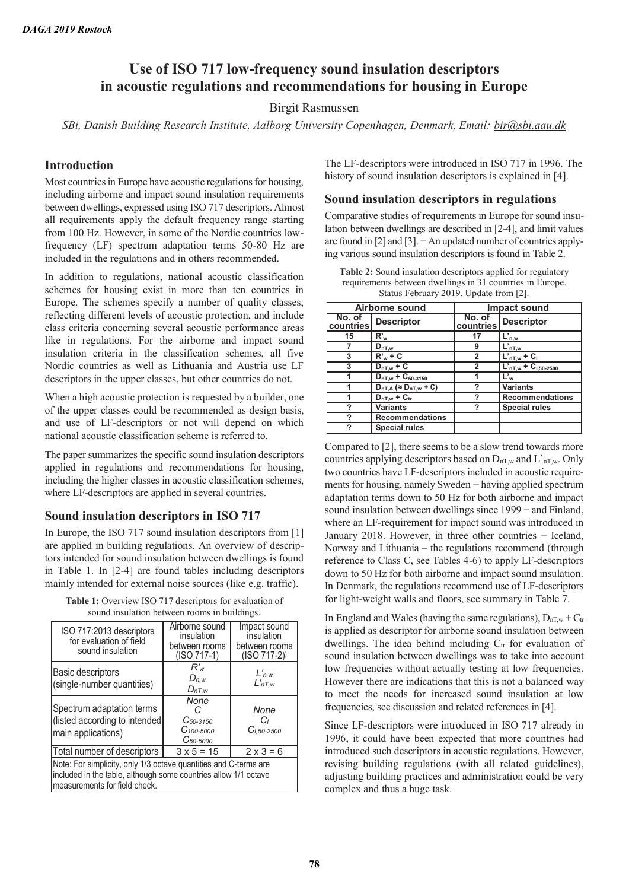# Use of ISO 717 low-frequency sound insulation descriptors in acoustic regulations and recommendations for housing in Europe

Birgit Rasmussen

*SBi, Danish Building Research Institute, Aalborg University Copenhagen, Denmark, Email: bir@sbi.aau.dk*

## Introduction

Most countries in Europe have acoustic regulations for housing, including airborne and impact sound insulation requirements between dwellings, expressed using ISO 717 descriptors. Almost all requirements apply the default frequency range starting from 100 Hz. However, in some of the Nordic countries low-frequency (LF) spectrum adaptation terms 50-80 Hz are included in the regulations and in others recommended.

In addition to regulations, national acoustic classification schemes for housing exist in more than ten countries in Europe. The schemes specify a number of quality classes, reflecting different levels of acoustic protection, and include class criteria concerning several acoustic performance areas like in regulations. For the airborne and impact sound insulation criteria in the classification schemes, all five Nordic countries as well as Lithuania and Austria use LF descriptors in the upper classes, but other countries do not.

When a high acoustic protection is requested by a builder, one of the upper classes could be recommended as design basis, and use of LF-descriptors or not will depend on which national acoustic classification scheme is referred to.

The paper summarizes the specific sound insulation descriptors applied in regulations and recommendations for housing, including the higher classes in acoustic classification schemes, where LF-descriptors are applied in several countries.

## Sound insulation descriptors in ISO 717

In Europe, the ISO 717 sound insulation descriptors from [1] are applied in building regulations. An overview of descriptors intended for sound insulation between dwellings is found in Table 1. In [2-4] are found tables including descriptors mainly intended for external noise sources (like e.g. traffic).

**Table 1:** Overview ISO 717 descriptors for evaluation of sound insulation between rooms in buildings.

| ISO 717:2013 descriptors for evaluation of field sound insulation | Airborne sound insulation between rooms (ISO 717-1) | Impact sound insulation between rooms (ISO 717-2) |
|---|---|---|
| Basic descriptors (single-number quantities) | $R'_w$ <br> $D_{n,w}$ <br> $D_{nT,w}$ | $L'_{n,w}$ <br> $L'_{nT,w}$ |
| Spectrum adaptation terms (listed according to intended main applications) | None <br> $C$ <br> $C_{50\text{-}3150}$ <br> $C_{100\text{-}5000}$ <br> $C_{50\text{-}5000}$ | None <br> $C_I$ <br> $C_{I,50\text{-}2500}$ |
| Total number of descriptors | 3 x 5 = 15 | 2 x 3 = 6 |

Note: For simplicity, only 1/3 octave quantities and C-terms are included in the table, although some countries allow 1/1 octave measurements for field check.

The LF-descriptors were introduced in ISO 717 in 1996. The history of sound insulation descriptors is explained in [4].

## Sound insulation descriptors in regulations

Comparative studies of requirements in Europe for sound insulation between dwellings are described in [2-4], and limit values are found in [2] and [3]. − An updated number of countries applying various sound insulation descriptors is found in Table 2.

**Table 2:** Sound insulation descriptors applied for regulatory requirements between dwellings in 31 countries in Europe. Status February 2019. Update from [2].

| Airborne sound | | Impact sound | |
|---|---|---|---|
| **No. of countries** | **Descriptor** | **No. of countries** | **Descriptor** |
| 15 | $R'_w$ | 17 | $L'_{n,w}$ |
| 7 | $D_{nT,w}$ | 9 | $L'_{nT,w}$ |
| 3 | $R'_w + C$ | 2 | $L'_{nT,w} + C_I$ |
| 3 | $D_{nT,w} + C$ | 2 | $L'_{nT,w} + C_{I,50\text{-}2500}$ |
| 1 | $D_{nT,w} + C_{50\text{-}3150}$ | 1 | $L'_w$ |
| 1 | $D_{nT,A}$ ($\approx D_{nT,w} + C$) | ? | Variants |
| 1 | $D_{nT,w} + C_{tr}$ | ? | Recommendations |
| ? | Variants | ? | Special rules |
| ? | Recommendations | | |
| ? | Special rules | | |

Compared to [2], there seems to be a slow trend towards more countries applying descriptors based on $D_{nT,w}$ and $L'_{nT,w}$. Only two countries have LF-descriptors included in acoustic requirements for housing, namely Sweden − having applied spectrum adaptation terms down to 50 Hz for both airborne and impact sound insulation between dwellings since 1999 − and Finland, where an LF-requirement for impact sound was introduced in January 2018. However, in three other countries − Iceland, Norway and Lithuania – the regulations recommend (through reference to Class C, see Tables 4-6) to apply LF-descriptors down to 50 Hz for both airborne and impact sound insulation. In Denmark, the regulations recommend use of LF-descriptors for light-weight walls and floors, see summary in Table 7.

In England and Wales (having the same regulations), $D_{nT,w} + C_{tr}$ is applied as descriptor for airborne sound insulation between dwellings. The idea behind including $C_{tr}$ for evaluation of sound insulation between dwellings was to take into account low frequencies without actually testing at low frequencies. However there are indications that this is not a balanced way to meet the needs for increased sound insulation at low frequencies, see discussion and related references in [4].

Since LF-descriptors were introduced in ISO 717 already in 1996, it could have been expected that more countries had introduced such descriptors in acoustic regulations. However, revising building regulations (with all related guidelines), adjusting building practices and administration could be very complex and thus a huge task.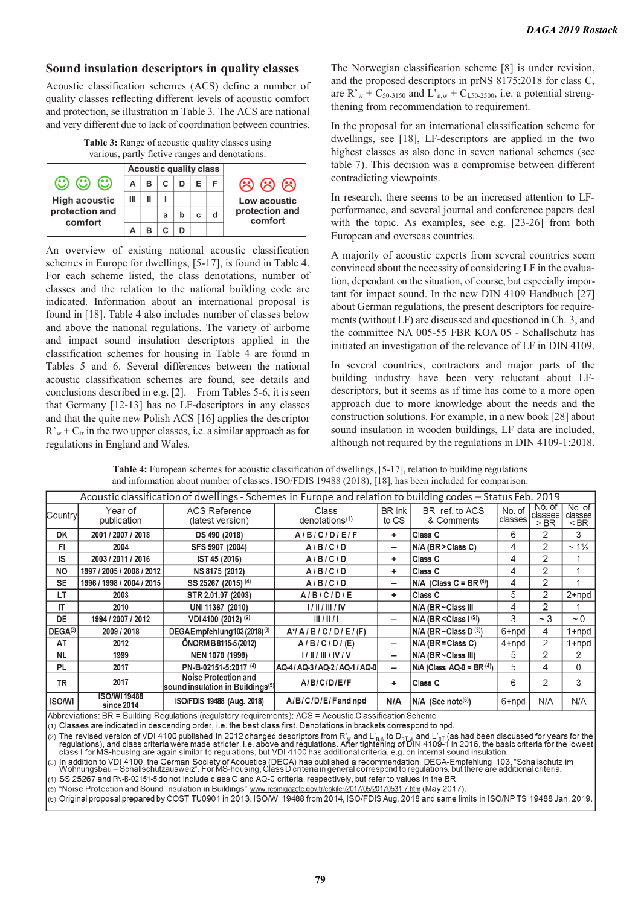## Sound insulation descriptors in quality classes

Acoustic classification schemes (ACS) define a number of quality classes reflecting different levels of acoustic comfort and protection, se illustration in Table 3. The ACS are national and very different due to lack of coordination between countries.

**Table 3:** Range of acoustic quality classes using various, partly fictive ranges and denotations.

| | Acoustic quality class | | | | | | |
|---|---|---|---|---|---|---|---|
| 😊 😊 😊 High acoustic protection and comfort | A | B | C | D | E | F | ☹ ☹ ☹ Low acoustic protection and comfort |
| | III | II | I | | | | |
| | | | a | b | c | d | |
| | A | B | C | D | | | |

An overview of existing national acoustic classification schemes in Europe for dwellings, [5-17], is found in Table 4. For each scheme listed, the class denotations, number of classes and the relation to the national building code are indicated. Information about an international proposal is found in [18]. Table 4 also includes number of classes below and above the national regulations. The variety of airborne and impact sound insulation descriptors applied in the classification schemes for housing in Table 4 are found in Tables 5 and 6. Several differences between the national acoustic classification schemes are found, see details and conclusions described in e.g. [2]. – From Tables 5-6, it is seen that Germany [12-13] has no LF-descriptors in any classes and that the quite new Polish ACS [16] applies the descriptor $R'_w + C_{tr}$ in the two upper classes, i.e. a similar approach as for regulations in England and Wales.

The Norwegian classification scheme [8] is under revision, and the proposed descriptors in prNS 8175:2018 for class C, are $R'_w + C_{50\text{-}3150}$ and $L'_{n,w} + C_{I,50\text{-}2500}$, i.e. a potential strengthening from recommendation to requirement.

In the proposal for an international classification scheme for dwellings, see [18], LF-descriptors are applied in the two highest classes as also done in seven national schemes (see table 7). This decision was a compromise between different contradicting viewpoints.

In research, there seems to be an increased attention to LF-performance, and several journal and conference papers deal with the topic. As examples, see e.g. [23-26] from both European and overseas countries.

A majority of acoustic experts from several countries seem convinced about the necessity of considering LF in the evaluation, dependant on the situation, of course, but especially important for impact sound. In the new DIN 4109 Handbuch [27] about German regulations, the present descriptors for requirements (without LF) are discussed and questioned in Ch. 3, and the committee NA 005-55 FBR KOA 05 - Schallschutz has initiated an investigation of the relevance of LF in DIN 4109.

In several countries, contractors and major parts of the building industry have been very reluctant about LF-descriptors, but it seems as if time has come to a more open approach due to more knowledge about the needs and the construction solutions. For example, in a new book [28] about sound insulation in wooden buildings, LF data are included, although not required by the regulations in DIN 4109-1:2018.

**Table 4:** European schemes for acoustic classification of dwellings, [5-17], relation to building regulations and information about number of classes. ISO/FDIS 19488 (2018), [18], has been included for comparison.

| Acoustic classification of dwellings - Schemes in Europe and relation to building codes – Status Feb. 2019 | | | | | | | | |
|---|---|---|---|---|---|---|---|---|
| Country | Year of publication | ACS Reference (latest version) | Class denotations[(1)] | BR link to CS | BR ref. to ACS & Comments | No. of classes | No. of classes > BR | No. of classes < BR |
| DK | 2001 / 2007 / 2018 | DS 490 (2018) | A / B / C / D / E / F | + | Class C | 6 | 2 | 3 |
| FI | 2004 | SFS 5907 (2004) | A / B / C / D | – | N/A (BR > Class C) | 4 | 2 | ~ 1½ |
| IS | 2003 / 2011 / 2016 | IST 45 (2016) | A / B / C / D | + | Class C | 4 | 2 | 1 |
| NO | 1997 / 2005 / 2008 / 2012 | NS 8175 (2012) | A / B / C / D | + | Class C | 4 | 2 | 1 |
| SE | 1996 / 1998 / 2004 / 2015 | SS 25267 (2015) [(4)] | A / B / C / D | – | N/A (Class C = BR [(4)]) | 4 | 2 | 1 |
| LT | 2003 | STR 2.01.07 (2003) | A / B / C / D / E | + | Class C | 5 | 2 | 2+npd |
| IT | 2010 | UNI 11367 (2010) | I / II / III / IV | – | N/A (BR ~ Class III | 4 | 2 | 1 |
| DE | 1994 / 2007 / 2012 | VDI 4100 (2012) [(2)] | III / II / I | – | N/A (BR < Class I [(2)]) | 3 | ~ 3 | ~ 0 |
| DEGA[(3)] | 2009 / 2018 | DEGA Empfehlung 103 (2018)[(3)] | A*/ A / B / C / D / E / (F) | – | N/A (BR ~ Class D [(3)]) | 6+npd | 4 | 1+npd |
| AT | 2012 | ÖNORM B 8115-5 (2012) | A / B / C / D / (E) | – | N/A (BR = Class C) | 4+npd | 2 | 1+npd |
| NL | 1999 | NEN 1070 (1999) | I / II / III / IV / V | – | N/A (BR ~ Class III) | 5 | 2 | 2 |
| PL | 2017 | PN-B-02151-5:2017 [(4)] | AQ-4 / AQ-3 / AQ-2 / AQ-1 / AQ-0 | – | N/A (Class AQ-0 = BR [(4)]) | 5 | 4 | 0 |
| TR | 2017 | Noise Protection and sound insulation in Buildings[(5)] | A/B/C/D/E/F | + | Class C | 6 | 2 | 3 |
| ISO/WI | ISO/WI 19488 since 2014 | ISO/FDIS 19488 (Aug. 2018) | A/B/C/D/E/F and npd | N/A | N/A (See note[(6)]) | 6+npd | N/A | N/A |

Abbreviations: BR = Building Regulations (regulatory requirements); ACS = Acoustic Classification Scheme

(1) Classes are indicated in descending order, i.e. the best class first. Denotations in brackets correspond to npd.

(2) The revised version of VDI 4100 published in 2012 changed descriptors from $R'_w$ and $L'_{n,w}$ to $D_{nT,w}$ and $L'_{nT}$ (as had been discussed for years for the regulations), and class criteria were made stricter, i.e. above and regulations. After tightening of DIN 4109-1 in 2016, the basic criteria for the lowest class I for MS-housing are again similar to regulations, but VDI 4100 has additional criteria, e.g. on internal sound insulation.

(3) In addition to VDI 4100, the German Society of Acoustics (DEGA) has published a recommendation, DEGA-Empfehlung 103 "Schallschutz im Wohnungsbau – Schallschutzausweiz". For MS-housing, Class D criteria in general correspond to regulations, but there are additional criteria.

(4) SS 25267 and PN-B-02151-5 do not include class C and AQ-0 criteria, respectively, but refer to values in the BR.

(5) "Noise Protection and Sound Insulation in Buildings" www.resmigazete.gov.tr/eskiler/2017/05/20170531-7.htm (May 2017).

(6) Original proposal prepared by COST TU0901 in 2013. ISO/WI 19488 from 2014, ISO/FDIS Aug. 2018 and same limits in ISO/NP TS 19488 Jan. 2019.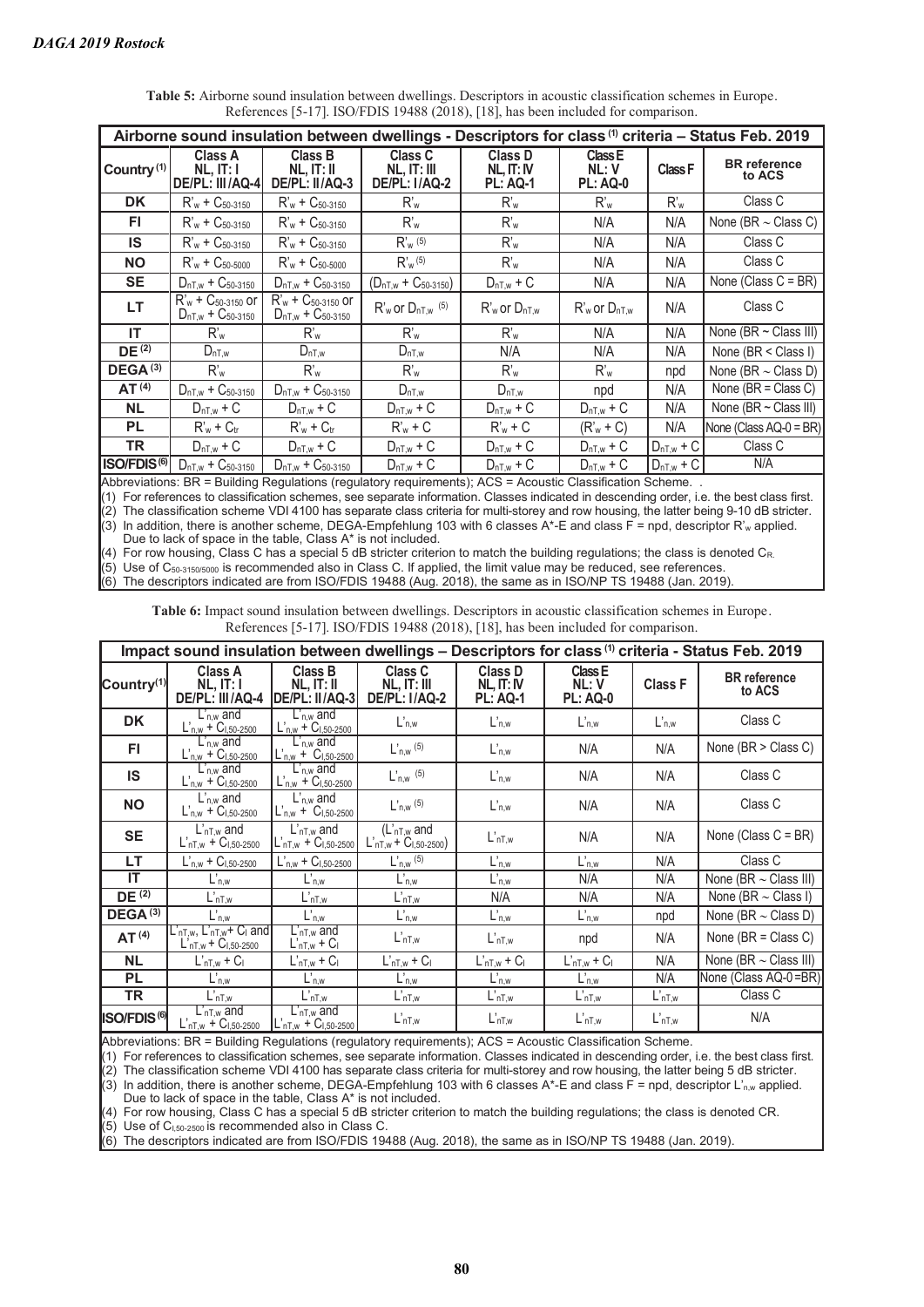**Table 5:** Airborne sound insulation between dwellings. Descriptors in acoustic classification schemes in Europe. References [5-17]. ISO/FDIS 19488 (2018), [18], has been included for comparison.

| Airborne sound insulation between dwellings - Descriptors for class [(1)] criteria – Status Feb. 2019 | | | | | | | |
|---|---|---|---|---|---|---|---|
| Country [(1)] | Class A NL, IT: I DE/PL: III/AQ-4 | Class B NL, IT: II DE/PL: II/AQ-3 | Class C NL, IT: III DE/PL: I/AQ-2 | Class D NL, IT: IV PL: AQ-1 | Class E NL: V PL: AQ-0 | Class F | BR reference to ACS |
| DK | $R'_w + C_{50-3150}$ | $R'_w + C_{50-3150}$ | $R'_w$ | $R'_w$ | $R'_w$ | $R'_w$ | Class C |
| FI | $R'_w + C_{50-3150}$ | $R'_w + C_{50-3150}$ | $R'_w$ | $R'_w$ | N/A | N/A | None (BR ~ Class C) |
| IS | $R'_w + C_{50-3150}$ | $R'_w + C_{50-3150}$ | $R'_w$ (5) | $R'_w$ | N/A | N/A | Class C |
| NO | $R'_w + C_{50-5000}$ | $R'_w + C_{50-5000}$ | $R'_w$ (5) | $R'_w$ | N/A | N/A | Class C |
| SE | $D_{nT,w} + C_{50-3150}$ | $D_{nT,w} + C_{50-3150}$ | $(D_{nT,w} + C_{50-3150})$ | $D_{nT,w} + C$ | N/A | N/A | None (Class C = BR) |
| LT | $R'_w + C_{50-3150}$ or $D_{nT,w} + C_{50-3150}$ | $R'_w + C_{50-3150}$ or $D_{nT,w} + C_{50-3150}$ | $R'_w$ or $D_{nT,w}$ (5) | $R'_w$ or $D_{nT,w}$ | $R'_w$ or $D_{nT,w}$ | N/A | Class C |
| IT | $R'_w$ | $R'_w$ | $R'_w$ | $R'_w$ | N/A | N/A | None (BR ~ Class III) |
| DE [(2)] | $D_{nT,w}$ | $D_{nT,w}$ | $D_{nT,w}$ | N/A | N/A | N/A | None (BR < Class I) |
| DEGA [(3)] | $R'_w$ | $R'_w$ | $R'_w$ | $R'_w$ | $R'_w$ | npd | None (BR ~ Class D) |
| AT [(4)] | $D_{nT,w} + C_{50-3150}$ | $D_{nT,w} + C_{50-3150}$ | $D_{nT,w}$ | $D_{nT,w}$ | npd | N/A | None (BR = Class C) |
| NL | $D_{nT,w} + C$ | $D_{nT,w} + C$ | $D_{nT,w} + C$ | $D_{nT,w} + C$ | $D_{nT,w} + C$ | N/A | None (BR ~ Class III) |
| PL | $R'_w + C_{tr}$ | $R'_w + C_{tr}$ | $R'_w + C$ | $R'_w + C$ | $(R'_w + C)$ | N/A | None (Class AQ-0 = BR) |
| TR | $D_{nT,w} + C$ | $D_{nT,w} + C$ | $D_{nT,w} + C$ | $D_{nT,w} + C$ | $D_{nT,w} + C$ | $D_{nT,w} + C$ | Class C |
| ISO/FDIS [(6)] | $D_{nT,w} + C_{50-3150}$ | $D_{nT,w} + C_{50-3150}$ | $D_{nT,w} + C$ | $D_{nT,w} + C$ | $D_{nT,w} + C$ | $D_{nT,w} + C$ | N/A |

Abbreviations: BR = Building Regulations (regulatory requirements); ACS = Acoustic Classification Scheme. .

(1) For references to classification schemes, see separate information. Classes indicated in descending order, i.e. the best class first.
(2) The classification scheme VDI 4100 has separate class criteria for multi-storey and row housing, the latter being 9-10 dB stricter.
(3) In addition, there is another scheme, DEGA-Empfehlung 103 with 6 classes A*-E and class F = npd, descriptor $R'_w$ applied. Due to lack of space in the table, Class A* is not included.
(4) For row housing, Class C has a special 5 dB stricter criterion to match the building regulations; the class is denoted $C_R$.
(5) Use of $C_{50-3150/5000}$ is recommended also in Class C. If applied, the limit value may be reduced, see references.
(6) The descriptors indicated are from ISO/FDIS 19488 (Aug. 2018), the same as in ISO/NP TS 19488 (Jan. 2019).

**Table 6:** Impact sound insulation between dwellings. Descriptors in acoustic classification schemes in Europe. References [5-17]. ISO/FDIS 19488 (2018), [18], has been included for comparison.

| Impact sound insulation between dwellings – Descriptors for class [(1)] criteria - Status Feb. 2019 | | | | | | | |
|---|---|---|---|---|---|---|---|
| Country [(1)] | Class A NL, IT: I DE/PL: III/AQ-4 | Class B NL, IT: II DE/PL: II/AQ-3 | Class C NL, IT: III DE/PL: I/AQ-2 | Class D NL, IT: IV PL: AQ-1 | Class E NL: V PL: AQ-0 | Class F | BR reference to ACS |
| DK | $L'_{n,w}$ and $L'_{n,w} + C_{I,50-2500}$ | $L'_{n,w}$ and $L'_{n,w} + C_{I,50-2500}$ | $L'_{n,w}$ | $L'_{n,w}$ | $L'_{n,w}$ | $L'_{n,w}$ | Class C |
| FI | $L'_{n,w}$ and $L'_{n,w} + C_{I,50-2500}$ | $L'_{n,w}$ and $L'_{n,w} + C_{I,50-2500}$ | $L'_{n,w}$ (5) | $L'_{n,w}$ | N/A | N/A | None (BR > Class C) |
| IS | $L'_{n,w}$ and $L'_{n,w} + C_{I,50-2500}$ | $L'_{n,w}$ and $L'_{n,w} + C_{I,50-2500}$ | $L'_{n,w}$ (5) | $L'_{n,w}$ | N/A | N/A | Class C |
| NO | $L'_{n,w}$ and $L'_{n,w} + C_{I,50-2500}$ | $L'_{n,w}$ and $L'_{n,w} + C_{I,50-2500}$ | $L'_{n,w}$ (5) | $L'_{n,w}$ | N/A | N/A | Class C |
| SE | $L'_{nT,w}$ and $L'_{nT,w} + C_{I,50-2500}$ | $L'_{nT,w}$ and $L'_{nT,w} + C_{I,50-2500}$ | ($L'_{nT,w}$ and $L'_{nT,w} + C_{I,50-2500}$) | $L'_{nT,w}$ | N/A | N/A | None (Class C = BR) |
| LT | $L'_{n,w} + C_{I,50-2500}$ | $L'_{n,w} + C_{I,50-2500}$ | $L'_{n,w}$ (5) | $L'_{n,w}$ | $L'_{n,w}$ | N/A | Class C |
| IT | $L'_{n,w}$ | $L'_{n,w}$ | $L'_{n,w}$ | $L'_{n,w}$ | N/A | N/A | None (BR ~ Class III) |
| DE [(2)] | $L'_{nT,w}$ | $L'_{nT,w}$ | $L'_{nT,w}$ | N/A | N/A | N/A | None (BR ~ Class I) |
| DEGA [(3)] | $L'_{n,w}$ | $L'_{n,w}$ | $L'_{n,w}$ | $L'_{n,w}$ | $L'_{n,w}$ | npd | None (BR ~ Class D) |
| AT [(4)] | $L'_{nT,w}$, $L'_{nT,w} + C_I$ and $L'_{nT,w} + C_{I,50-2500}$ | $L'_{nT,w}$ and $L'_{nT,w} + C_I$ | $L'_{nT,w}$ | $L'_{nT,w}$ | npd | N/A | None (BR = Class C) |
| NL | $L'_{nT,w} + C_I$ | $L'_{nT,w} + C_I$ | $L'_{nT,w} + C_I$ | $L'_{nT,w} + C_I$ | $L'_{nT,w} + C_I$ | N/A | None (BR ~ Class III) |
| PL | $L'_{n,w}$ | $L'_{n,w}$ | $L'_{n,w}$ | $L'_{n,w}$ | $L'_{n,w}$ | N/A | None (Class AQ-0 =BR) |
| TR | $L'_{nT,w}$ | $L'_{nT,w}$ | $L'_{nT,w}$ | $L'_{nT,w}$ | $L'_{nT,w}$ | $L'_{nT,w}$ | Class C |
| ISO/FDIS [(6)] | $L'_{nT,w}$ and $L'_{nT,w} + C_{I,50-2500}$ | $L'_{nT,w}$ and $L'_{nT,w} + C_{I,50-2500}$ | $L'_{nT,w}$ | $L'_{nT,w}$ | $L'_{nT,w}$ | $L'_{nT,w}$ | N/A |

Abbreviations: BR = Building Regulations (regulatory requirements); ACS = Acoustic Classification Scheme.

(1) For references to classification schemes, see separate information. Classes indicated in descending order, i.e. the best class first.
(2) The classification scheme VDI 4100 has separate class criteria for multi-storey and row housing, the latter being 5 dB stricter.
(3) In addition, there is another scheme, DEGA-Empfehlung 103 with 6 classes A*-E and class F = npd, descriptor $L'_{n,w}$ applied. Due to lack of space in the table, Class A* is not included.
(4) For row housing, Class C has a special 5 dB stricter criterion to match the building regulations; the class is denoted CR.
(5) Use of $C_{I,50-2500}$ is recommended also in Class C.
(6) The descriptors indicated are from ISO/FDIS 19488 (Aug. 2018), the same as in ISO/NP TS 19488 (Jan. 2019).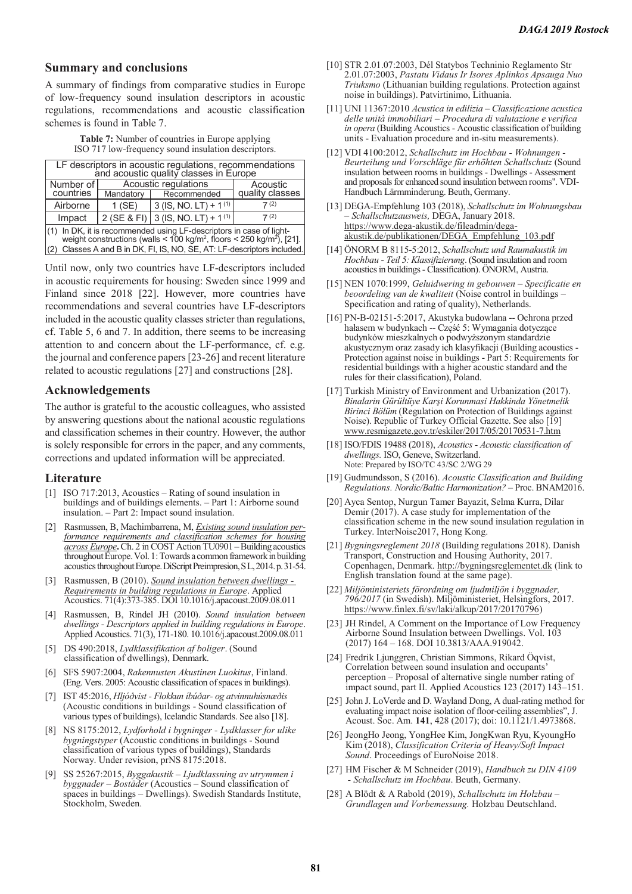## Summary and conclusions

A summary of findings from comparative studies in Europe of low-frequency sound insulation descriptors in acoustic regulations, recommendations and acoustic classification schemes is found in Table 7.

**Table 7:** Number of countries in Europe applying ISO 717 low-frequency sound insulation descriptors.

| LF descriptors in acoustic regulations, recommendations and acoustic quality classes in Europe | | | |
|---|---|---|---|
| Number of countries | Acoustic regulations | | Acoustic quality classes |
| | Mandatory | Recommended | |
| Airborne | 1 (SE) | 3 (IS, NO. LT) + 1 (1) | 7 (2) |
| Impact | 2 (SE & FI) | 3 (IS, NO. LT) + 1 (1) | 7 (2) |

(1) In DK, it is recommended using LF-descriptors in case of light-weight constructions (walls < 100 kg/m², floors < 250 kg/m²), [21].
(2) Classes A and B in DK, FI, IS, NO, SE, AT: LF-descriptors included.

Until now, only two countries have LF-descriptors included in acoustic requirements for housing: Sweden since 1999 and Finland since 2018 [22]. However, more countries have recommendations and several countries have LF-descriptors included in the acoustic quality classes stricter than regulations, cf. Table 5, 6 and 7. In addition, there seems to be increasing attention to and concern about the LF-performance, cf. e.g. the journal and conference papers [23-26] and recent literature related to acoustic regulations [27] and constructions [28].

## Acknowledgements

The author is grateful to the acoustic colleagues, who assisted by answering questions about the national acoustic regulations and classification schemes in their country. However, the author is solely responsible for errors in the paper, and any comments, corrections and updated information will be appreciated.

## Literature

[1] ISO 717:2013, Acoustics – Rating of sound insulation in buildings and of buildings elements. – Part 1: Airborne sound insulation. – Part 2: Impact sound insulation.

[2] Rasmussen, B, Machimbarrena, M, *Existing sound insulation performance requirements and classification schemes for housing across Europe*. Ch. 2 in COST Action TU0901 – Building acoustics throughout Europe. Vol. 1: Towards a common framework in building acoustics throughout Europe. DiScript Preimpresion, S L, 2014. p. 31-54.

[3] Rasmussen, B (2010). *Sound insulation between dwellings - Requirements in building regulations in Europe*. Applied Acoustics. 71(4):373-385. DOI 10.1016/j.apacoust.2009.08.011

[4] Rasmussen, B, Rindel JH (2010). *Sound insulation between dwellings - Descriptors applied in building regulations in Europe*. Applied Acoustics. 71(3), 171-180. 10.1016/j.apacoust.2009.08.011

[5] DS 490:2018, *Lydklassifikation af boliger*. (Sound classification of dwellings), Denmark.

[6] SFS 5907:2004, *Rakennusten Akustinen Luokitus*, Finland. (Eng. Vers. 2005: Acoustic classification of spaces in buildings).

[7] IST 45:2016, *Hljóðvist - Flokkun íbúðar- og atvinnuhúsnæðis* (Acoustic conditions in buildings - Sound classification of various types of buildings), Icelandic Standards. See also [18].

[8] NS 8175:2012, *Lydforhold i bygninger - Lydklasser for ulike bygningstyper* (Acoustic conditions in buildings - Sound classification of various types of buildings), Standards Norway. Under revision, prNS 8175:2018.

[9] SS 25267:2015, *Byggakustik – Ljudklassning av utrymmen i byggnader – Bostäder* (Acoustics – Sound classification of spaces in buildings – Dwellings). Swedish Standards Institute, Stockholm, Sweden.

[10] STR 2.01.07:2003, Dél Statybos Techninio Reglamento Str 2.01.07:2003, *Pastatu Vidaus Ir Isores Aplinkos Apsauga Nuo Triuksmo* (Lithuanian building regulations. Protection against noise in buildings). Patvirtinimo, Lithuania.

[11] UNI 11367:2010 *Acustica in edilizia – Classificazione acustica delle unità immobiliari – Procedura di valutazione e verifica in opera* (Building Acoustics - Acoustic classification of building units - Evaluation procedure and in-situ measurements).

[12] VDI 4100:2012, *Schallschutz im Hochbau - Wohnungen - Beurteilung und Vorschläge für erhöhten Schallschutz* (Sound insulation between rooms in buildings - Dwellings - Assessment and proposals for enhanced sound insulation between rooms". VDI-Handbuch Lärmminderung. Beuth, Germany.

[13] DEGA-Empfehlung 103 (2018), *Schallschutz im Wohnungsbau – Schallschutzausweis,* DEGA, January 2018. https://www.dega-akustik.de/fileadmin/dega-akustik.de/publikationen/DEGA_Empfehlung_103.pdf

[14] ÖNORM B 8115-5:2012, *Schallschutz und Raumakustik im Hochbau - Teil 5: Klassifizierung*. (Sound insulation and room acoustics in buildings - Classification). ÖNORM, Austria.

[15] NEN 1070:1999, *Geluidwering in gebouwen – Specificatie en beoordeling van de kwaliteit* (Noise control in buildings – Specification and rating of quality), Netherlands.

[16] PN-B-02151-5:2017, Akustyka budowlana -- Ochrona przed hałasem w budynkach -- Część 5: Wymagania dotyczące budynków mieszkalnych o podwyższonym standardzie akustycznym oraz zasady ich klasyfikacji (Building acoustics - Protection against noise in buildings - Part 5: Requirements for residential buildings with a higher acoustic standard and the rules for their classification), Poland.

[17] Turkish Ministry of Environment and Urbanization (2017). *Binalarin Gürültüye Karşi Korunmasi Hakkinda Yönetmelik Birinci Bölüm* (Regulation on Protection of Buildings against Noise). Republic of Turkey Official Gazette. See also [19] www.resmigazete.gov.tr/eskiler/2017/05/20170531-7.htm

[18] ISO/FDIS 19488 (2018), *Acoustics - Acoustic classification of dwellings.* ISO, Geneve, Switzerland. Note: Prepared by ISO/TC 43/SC 2/WG 29

[19] Gudmundsson, S (2016). *Acoustic Classification and Building Regulations. Nordic/Baltic Harmonization?* – Proc. BNAM2016.

[20] Ayca Sentop, Nurgun Tamer Bayazit, Selma Kurra, Dilar Demir (2017). A case study for implementation of the classification scheme in the new sound insulation regulation in Turkey. InterNoise2017, Hong Kong.

[21] *Bygningsreglement 2018* (Building regulations 2018). Danish Transport, Construction and Housing Authority, 2017. Copenhagen, Denmark. http://bygningsreglementet.dk (link to English translation found at the same page).

[22] *Miljöministeriets förordning om ljudmiljön i byggnader, 796/2017* (in Swedish). Miljöministeriet, Helsingfors, 2017. https://www.finlex.fi/sv/laki/alkup/2017/20170796)

[23] JH Rindel, A Comment on the Importance of Low Frequency Airborne Sound Insulation between Dwellings. Vol. 103 (2017) 164 – 168. DOI 10.3813/AAA.919042.

[24] Fredrik Ljunggren, Christian Simmons, Rikard Öqvist, Correlation between sound insulation and occupants' perception – Proposal of alternative single number rating of impact sound, part II. Applied Acoustics 123 (2017) 143–151.

[25] John J. LoVerde and D. Wayland Dong, A dual-rating method for evaluating impact noise isolation of floor-ceiling assemblies", J. Acoust. Soc. Am. **141**, 428 (2017); doi: 10.1121/1.4973868.

[26] JeongHo Jeong, YongHee Kim, JongKwan Ryu, KyoungHo Kim (2018), *Classification Criteria of Heavy/Soft Impact Sound*. Proceedings of EuroNoise 2018.

[27] HM Fischer & M Schneider (2019), *Handbuch zu DIN 4109 - Schallschutz im Hochbau*. Beuth, Germany.

[28] A Blödt & A Rabold (2019), *Schallschutz im Holzbau – Grundlagen und Vorbemessung.* Holzbau Deutschland.